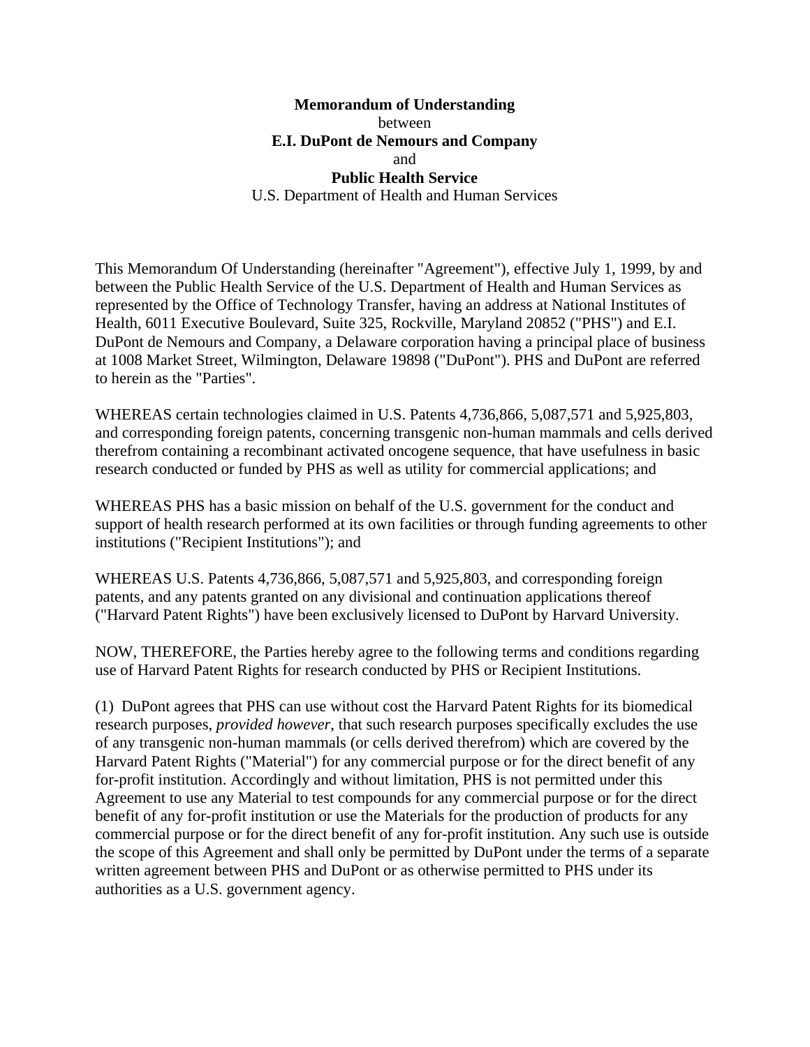**Memorandum of Understanding**
between
**E.I. DuPont de Nemours and Company**
and
**Public Health Service**
U.S. Department of Health and Human Services

This Memorandum Of Understanding (hereinafter "Agreement"), effective July 1, 1999, by and between the Public Health Service of the U.S. Department of Health and Human Services as represented by the Office of Technology Transfer, having an address at National Institutes of Health, 6011 Executive Boulevard, Suite 325, Rockville, Maryland 20852 ("PHS") and E.I. DuPont de Nemours and Company, a Delaware corporation having a principal place of business at 1008 Market Street, Wilmington, Delaware 19898 ("DuPont"). PHS and DuPont are referred to herein as the "Parties".

WHEREAS certain technologies claimed in U.S. Patents 4,736,866, 5,087,571 and 5,925,803, and corresponding foreign patents, concerning transgenic non-human mammals and cells derived therefrom containing a recombinant activated oncogene sequence, that have usefulness in basic research conducted or funded by PHS as well as utility for commercial applications; and

WHEREAS PHS has a basic mission on behalf of the U.S. government for the conduct and support of health research performed at its own facilities or through funding agreements to other institutions ("Recipient Institutions"); and

WHEREAS U.S. Patents 4,736,866, 5,087,571 and 5,925,803, and corresponding foreign patents, and any patents granted on any divisional and continuation applications thereof ("Harvard Patent Rights") have been exclusively licensed to DuPont by Harvard University.

NOW, THEREFORE, the Parties hereby agree to the following terms and conditions regarding use of Harvard Patent Rights for research conducted by PHS or Recipient Institutions.

(1) DuPont agrees that PHS can use without cost the Harvard Patent Rights for its biomedical research purposes, *provided however*, that such research purposes specifically excludes the use of any transgenic non-human mammals (or cells derived therefrom) which are covered by the Harvard Patent Rights ("Material") for any commercial purpose or for the direct benefit of any for-profit institution. Accordingly and without limitation, PHS is not permitted under this Agreement to use any Material to test compounds for any commercial purpose or for the direct benefit of any for-profit institution or use the Materials for the production of products for any commercial purpose or for the direct benefit of any for-profit institution. Any such use is outside the scope of this Agreement and shall only be permitted by DuPont under the terms of a separate written agreement between PHS and DuPont or as otherwise permitted to PHS under its authorities as a U.S. government agency.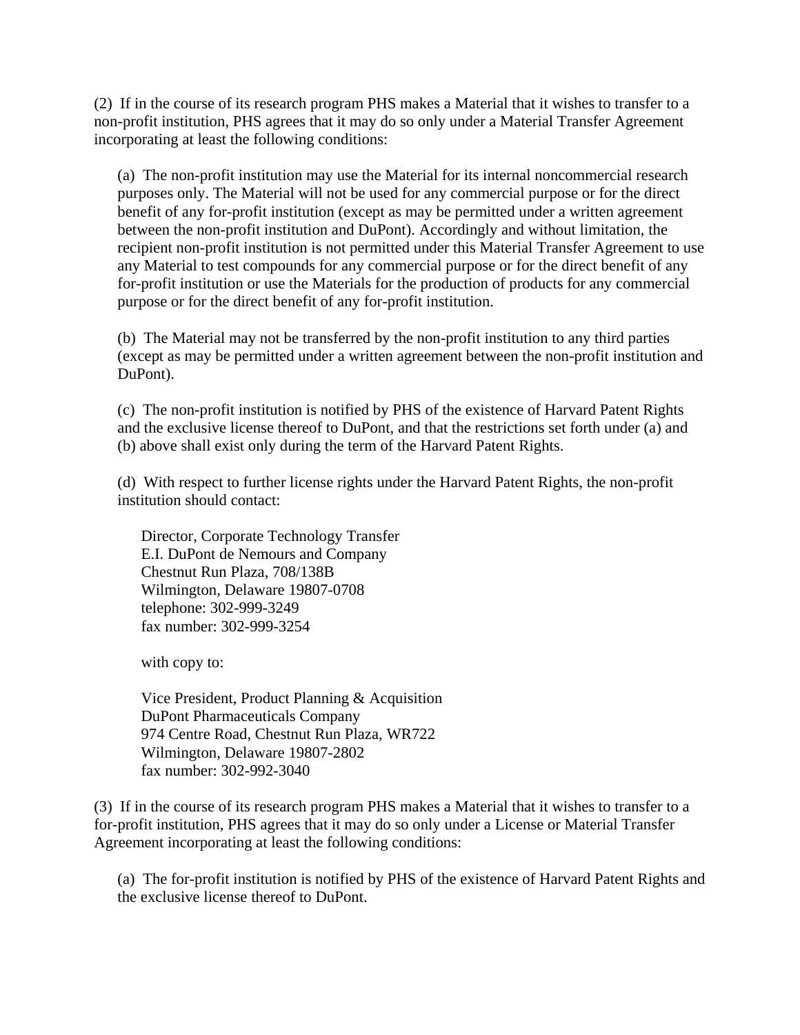(2) If in the course of its research program PHS makes a Material that it wishes to transfer to a non-profit institution, PHS agrees that it may do so only under a Material Transfer Agreement incorporating at least the following conditions:

(a) The non-profit institution may use the Material for its internal noncommercial research purposes only. The Material will not be used for any commercial purpose or for the direct benefit of any for-profit institution (except as may be permitted under a written agreement between the non-profit institution and DuPont). Accordingly and without limitation, the recipient non-profit institution is not permitted under this Material Transfer Agreement to use any Material to test compounds for any commercial purpose or for the direct benefit of any for-profit institution or use the Materials for the production of products for any commercial purpose or for the direct benefit of any for-profit institution.

(b) The Material may not be transferred by the non-profit institution to any third parties (except as may be permitted under a written agreement between the non-profit institution and DuPont).

(c) The non-profit institution is notified by PHS of the existence of Harvard Patent Rights and the exclusive license thereof to DuPont, and that the restrictions set forth under (a) and (b) above shall exist only during the term of the Harvard Patent Rights.

(d) With respect to further license rights under the Harvard Patent Rights, the non-profit institution should contact:

Director, Corporate Technology Transfer
E.I. DuPont de Nemours and Company
Chestnut Run Plaza, 708/138B
Wilmington, Delaware 19807-0708
telephone: 302-999-3249
fax number: 302-999-3254

with copy to:

Vice President, Product Planning & Acquisition
DuPont Pharmaceuticals Company
974 Centre Road, Chestnut Run Plaza, WR722
Wilmington, Delaware 19807-2802
fax number: 302-992-3040

(3) If in the course of its research program PHS makes a Material that it wishes to transfer to a for-profit institution, PHS agrees that it may do so only under a License or Material Transfer Agreement incorporating at least the following conditions:

(a) The for-profit institution is notified by PHS of the existence of Harvard Patent Rights and the exclusive license thereof to DuPont.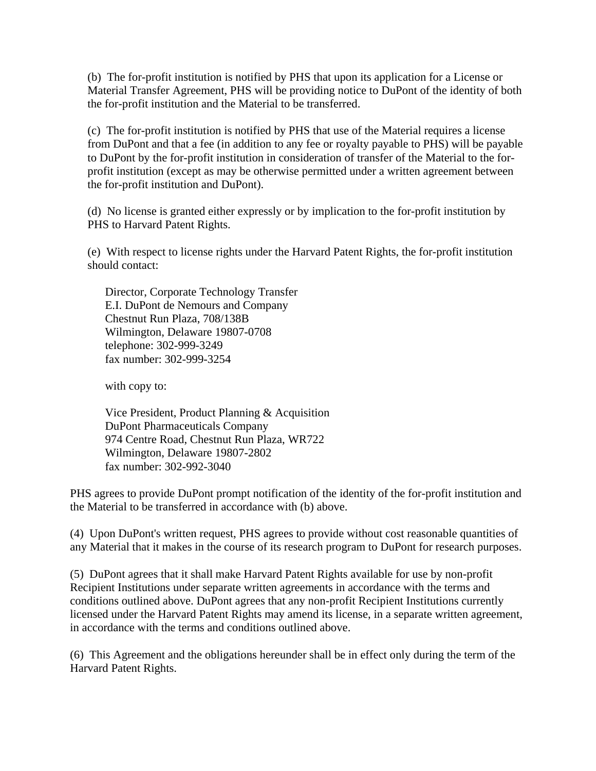(b) The for-profit institution is notified by PHS that upon its application for a License or Material Transfer Agreement, PHS will be providing notice to DuPont of the identity of both the for-profit institution and the Material to be transferred.

(c) The for-profit institution is notified by PHS that use of the Material requires a license from DuPont and that a fee (in addition to any fee or royalty payable to PHS) will be payable to DuPont by the for-profit institution in consideration of transfer of the Material to the for-profit institution (except as may be otherwise permitted under a written agreement between the for-profit institution and DuPont).

(d) No license is granted either expressly or by implication to the for-profit institution by PHS to Harvard Patent Rights.

(e) With respect to license rights under the Harvard Patent Rights, the for-profit institution should contact:

Director, Corporate Technology Transfer
E.I. DuPont de Nemours and Company
Chestnut Run Plaza, 708/138B
Wilmington, Delaware 19807-0708
telephone: 302-999-3249
fax number: 302-999-3254

with copy to:

Vice President, Product Planning & Acquisition
DuPont Pharmaceuticals Company
974 Centre Road, Chestnut Run Plaza, WR722
Wilmington, Delaware 19807-2802
fax number: 302-992-3040

PHS agrees to provide DuPont prompt notification of the identity of the for-profit institution and the Material to be transferred in accordance with (b) above.

(4) Upon DuPont's written request, PHS agrees to provide without cost reasonable quantities of any Material that it makes in the course of its research program to DuPont for research purposes.

(5) DuPont agrees that it shall make Harvard Patent Rights available for use by non-profit Recipient Institutions under separate written agreements in accordance with the terms and conditions outlined above. DuPont agrees that any non-profit Recipient Institutions currently licensed under the Harvard Patent Rights may amend its license, in a separate written agreement, in accordance with the terms and conditions outlined above.

(6) This Agreement and the obligations hereunder shall be in effect only during the term of the Harvard Patent Rights.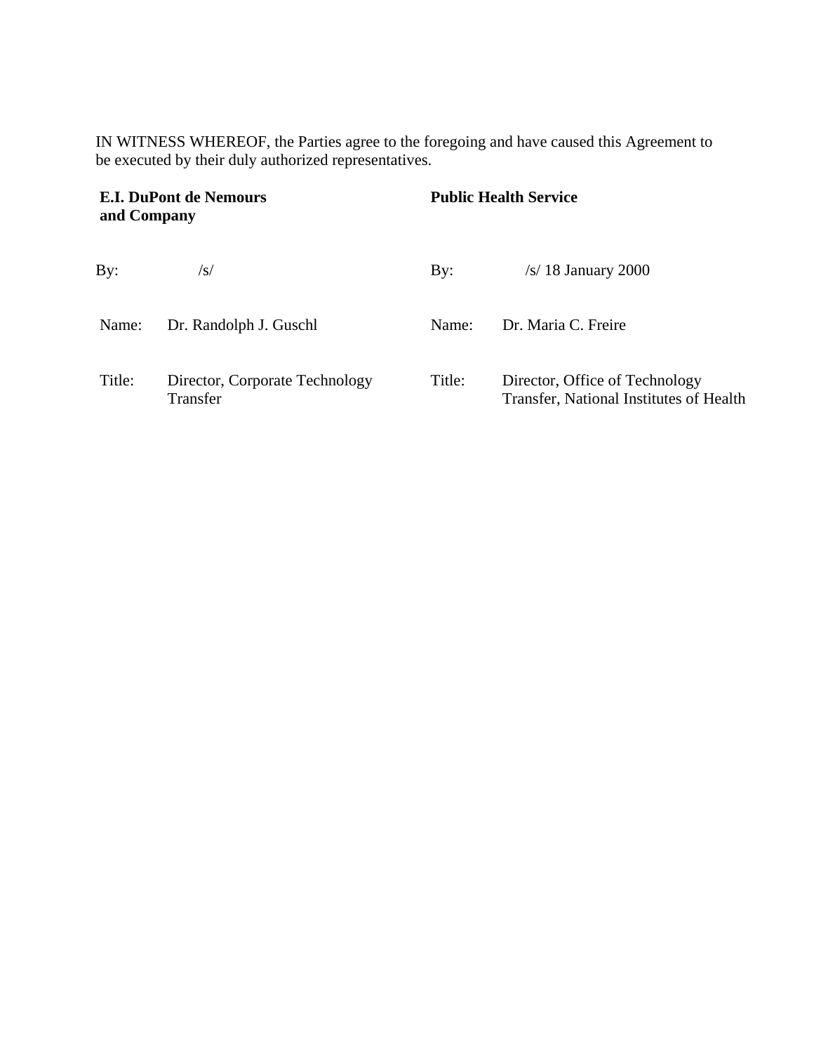IN WITNESS WHEREOF, the Parties agree to the foregoing and have caused this Agreement to be executed by their duly authorized representatives.

| **E.I. DuPont de Nemours and Company** | | **Public Health Service** | |
|---|---|---|---|
| By: | /s/ | By: | /s/ 18 January 2000 |
| Name: | Dr. Randolph J. Guschl | Name: | Dr. Maria C. Freire |
| Title: | Director, Corporate Technology Transfer | Title: | Director, Office of Technology Transfer, National Institutes of Health |